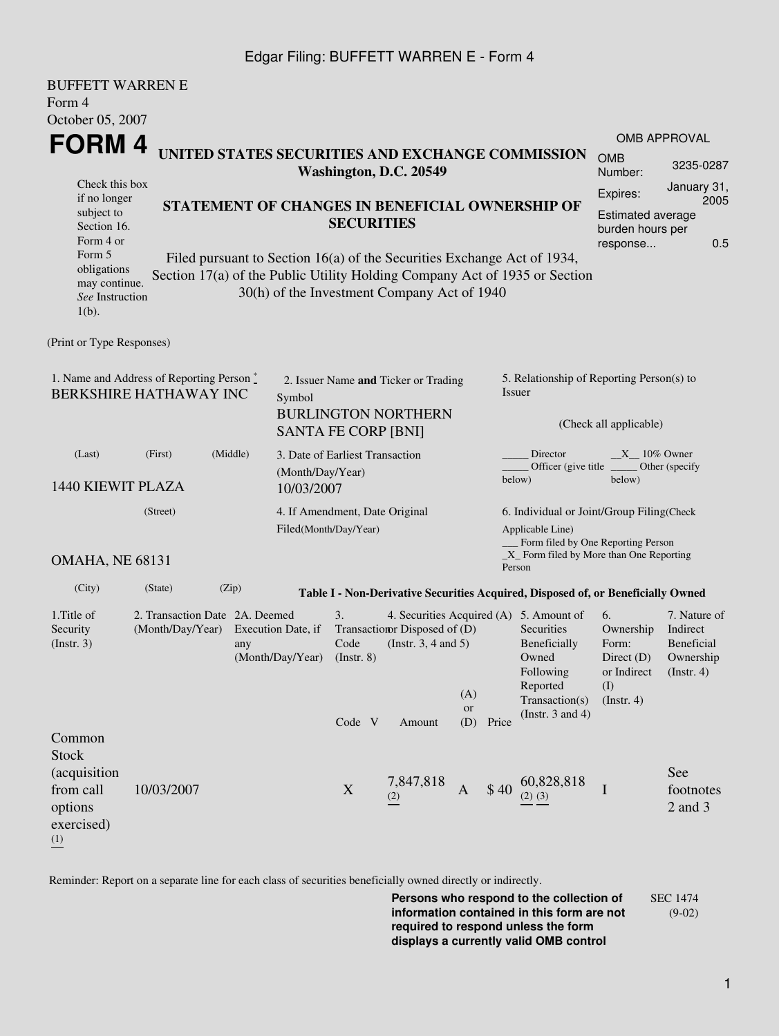BUFFETT WARREN E
Form 4
October 05, 2007

# FORM 4

Check this box if no longer subject to Section 16. Form 4 or Form 5 obligations may continue. *See* Instruction 1(b).

**UNITED STATES SECURITIES AND EXCHANGE COMMISSION**
**Washington, D.C. 20549**

**STATEMENT OF CHANGES IN BENEFICIAL OWNERSHIP OF SECURITIES**

Filed pursuant to Section 16(a) of the Securities Exchange Act of 1934, Section 17(a) of the Public Utility Holding Company Act of 1935 or Section 30(h) of the Investment Company Act of 1940

| OMB APPROVAL | |
|---|---|
| OMB Number: | 3235-0287 |
| Expires: | January 31, 2005 |
| Estimated average burden hours per response... | 0.5 |

(Print or Type Responses)

1. Name and Address of Reporting Person *
BERKSHIRE HATHAWAY INC
(Last) (First) (Middle)
1440 KIEWIT PLAZA
(Street)
OMAHA, NE 68131
(City) (State) (Zip)

2. Issuer Name **and** Ticker or Trading Symbol
BURLINGTON NORTHERN SANTA FE CORP [BNI]

3. Date of Earliest Transaction (Month/Day/Year)
10/03/2007

4. If Amendment, Date Original Filed(Month/Day/Year)

5. Relationship of Reporting Person(s) to Issuer
(Check all applicable)
_____ Director __X__ 10% Owner
_____ Officer (give title below) _____ Other (specify below)

6. Individual or Joint/Group Filing(Check Applicable Line)
___ Form filed by One Reporting Person
_X_ Form filed by More than One Reporting Person

**Table I - Non-Derivative Securities Acquired, Disposed of, or Beneficially Owned**

| 1.Title of Security (Instr. 3) | 2. Transaction Date (Month/Day/Year) | 2A. Deemed Execution Date, if any (Month/Day/Year) | 3. Transaction Code (Instr. 8) | | 4. Securities Acquired (A) or Disposed of (D) (Instr. 3, 4 and 5) | | | 5. Amount of Securities Beneficially Owned Following Reported Transaction(s) (Instr. 3 and 4) | 6. Ownership Form: Direct (D) or Indirect (I) (Instr. 4) | 7. Nature of Indirect Beneficial Ownership (Instr. 4) |
|---|---|---|---|---|---|---|---|---|---|---|
| | | | Code | V | Amount | (A) or (D) | Price | | | |
| Common Stock (acquisition from call options exercised) (1) | 10/03/2007 | | X | | 7,847,818 (2) | A | $ 40 | 60,828,818 (2) (3) | I | See footnotes 2 and 3 |

Reminder: Report on a separate line for each class of securities beneficially owned directly or indirectly.

**Persons who respond to the collection of information contained in this form are not required to respond unless the form displays a currently valid OMB control**

SEC 1474 (9-02)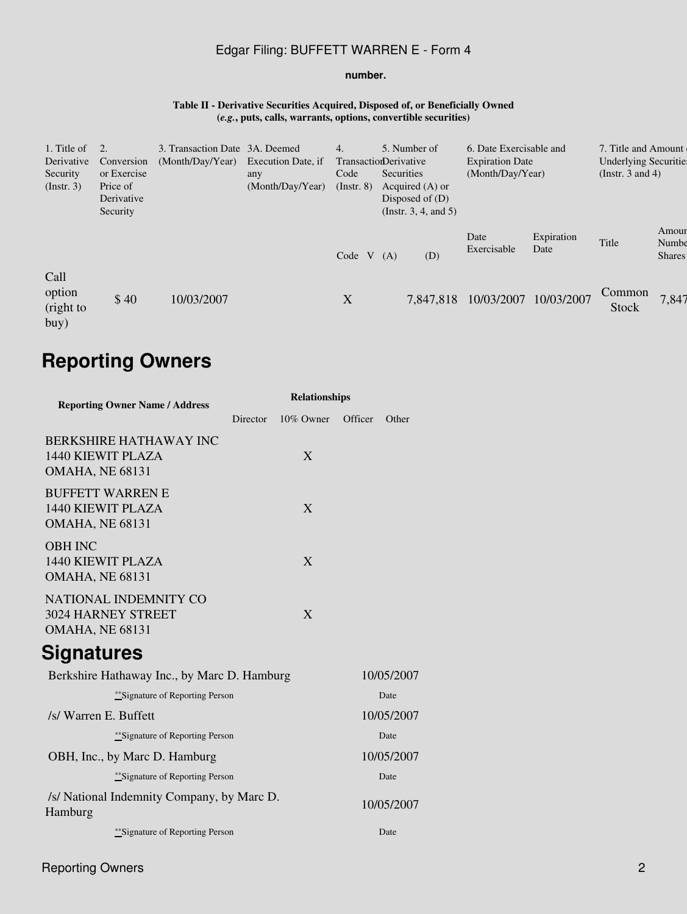number.

**Table II - Derivative Securities Acquired, Disposed of, or Beneficially Owned**
**(*e.g.*, puts, calls, warrants, options, convertible securities)**

| 1. Title of Derivative Security (Instr. 3) | 2. Conversion or Exercise Price of Derivative Security | 3. Transaction Date (Month/Day/Year) | 3A. Deemed Execution Date, if any (Month/Day/Year) | 4. Transaction Code (Instr. 8) | | 5. Number of Derivative Securities Acquired (A) or Disposed of (D) (Instr. 3, 4, and 5) | | 6. Date Exercisable and Expiration Date (Month/Day/Year) | | 7. Title and Amount of Underlying Securities (Instr. 3 and 4) | |
|---|---|---|---|---|---|---|---|---|---|---|---|
| | | | | Code | V | (A) | (D) | Date Exercisable | Expiration Date | Title | Amount or Number of Shares |
| Call option (right to buy) | $ 40 | 10/03/2007 | | X | | | 7,847,818 | 10/03/2007 | 10/03/2007 | Common Stock | 7,847 |

## Reporting Owners

| Reporting Owner Name / Address | Relationships | | | |
|---|---|---|---|---|
| | Director | 10% Owner | Officer | Other |
| BERKSHIRE HATHAWAY INC<br>1440 KIEWIT PLAZA<br>OMAHA, NE 68131 | | X | | |
| BUFFETT WARREN E<br>1440 KIEWIT PLAZA<br>OMAHA, NE 68131 | | X | | |
| OBH INC<br>1440 KIEWIT PLAZA<br>OMAHA, NE 68131 | | X | | |
| NATIONAL INDEMNITY CO<br>3024 HARNEY STREET<br>OMAHA, NE 68131 | | X | | |

## Signatures

| | |
|---|---|
| Berkshire Hathaway Inc., by Marc D. Hamburg | 10/05/2007 |
| **Signature of Reporting Person | Date |
| /s/ Warren E. Buffett | 10/05/2007 |
| **Signature of Reporting Person | Date |
| OBH, Inc., by Marc D. Hamburg | 10/05/2007 |
| **Signature of Reporting Person | Date |
| /s/ National Indemnity Company, by Marc D. Hamburg | 10/05/2007 |
| **Signature of Reporting Person | Date |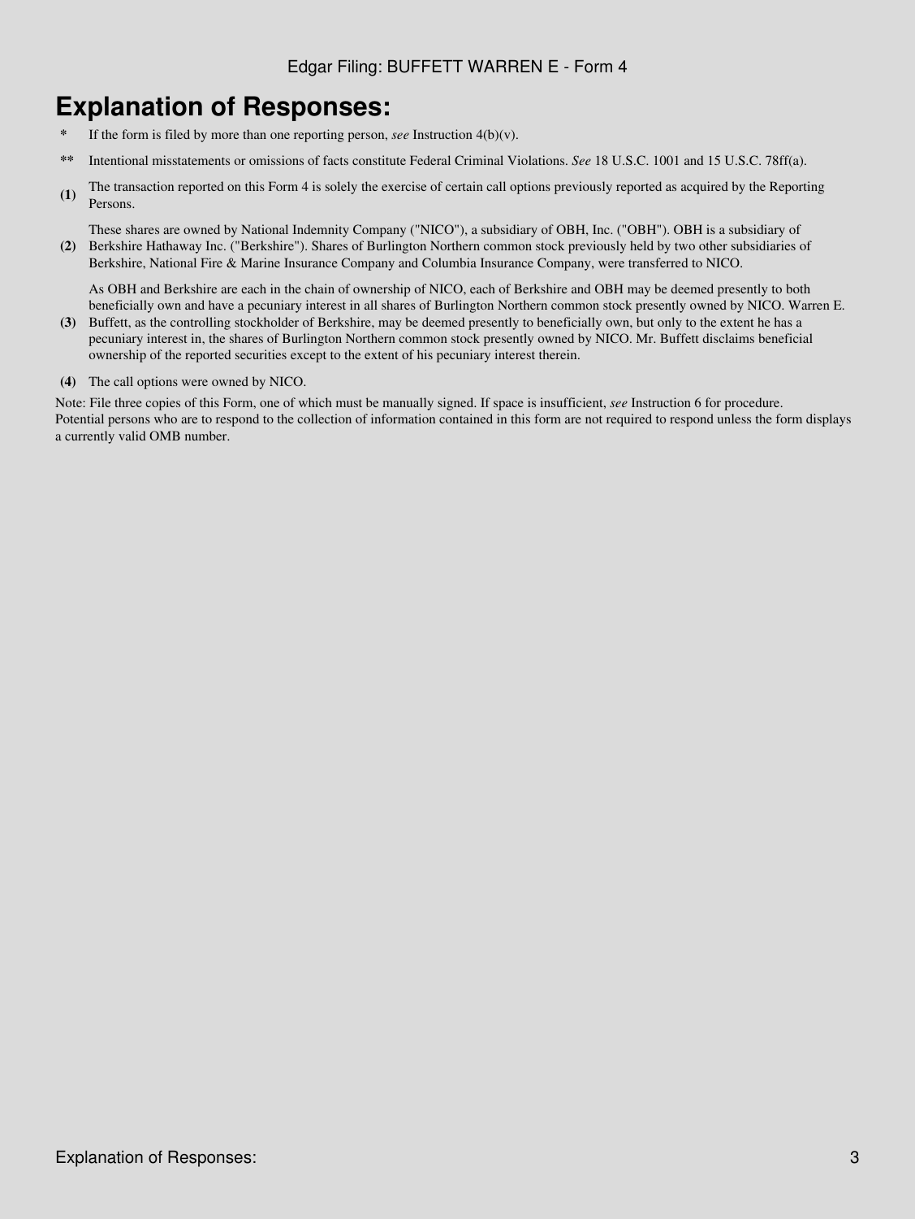# Explanation of Responses:

\* If the form is filed by more than one reporting person, *see* Instruction 4(b)(v).

\*\* Intentional misstatements or omissions of facts constitute Federal Criminal Violations. *See* 18 U.S.C. 1001 and 15 U.S.C. 78ff(a).

**(1)** The transaction reported on this Form 4 is solely the exercise of certain call options previously reported as acquired by the Reporting Persons.

**(2)** These shares are owned by National Indemnity Company ("NICO"), a subsidiary of OBH, Inc. ("OBH"). OBH is a subsidiary of Berkshire Hathaway Inc. ("Berkshire"). Shares of Burlington Northern common stock previously held by two other subsidiaries of Berkshire, National Fire & Marine Insurance Company and Columbia Insurance Company, were transferred to NICO.

**(3)** As OBH and Berkshire are each in the chain of ownership of NICO, each of Berkshire and OBH may be deemed presently to both beneficially own and have a pecuniary interest in all shares of Burlington Northern common stock presently owned by NICO. Warren E. Buffett, as the controlling stockholder of Berkshire, may be deemed presently to beneficially own, but only to the extent he has a pecuniary interest in, the shares of Burlington Northern common stock presently owned by NICO. Mr. Buffett disclaims beneficial ownership of the reported securities except to the extent of his pecuniary interest therein.

**(4)** The call options were owned by NICO.

Note: File three copies of this Form, one of which must be manually signed. If space is insufficient, *see* Instruction 6 for procedure.
Potential persons who are to respond to the collection of information contained in this form are not required to respond unless the form displays a currently valid OMB number.